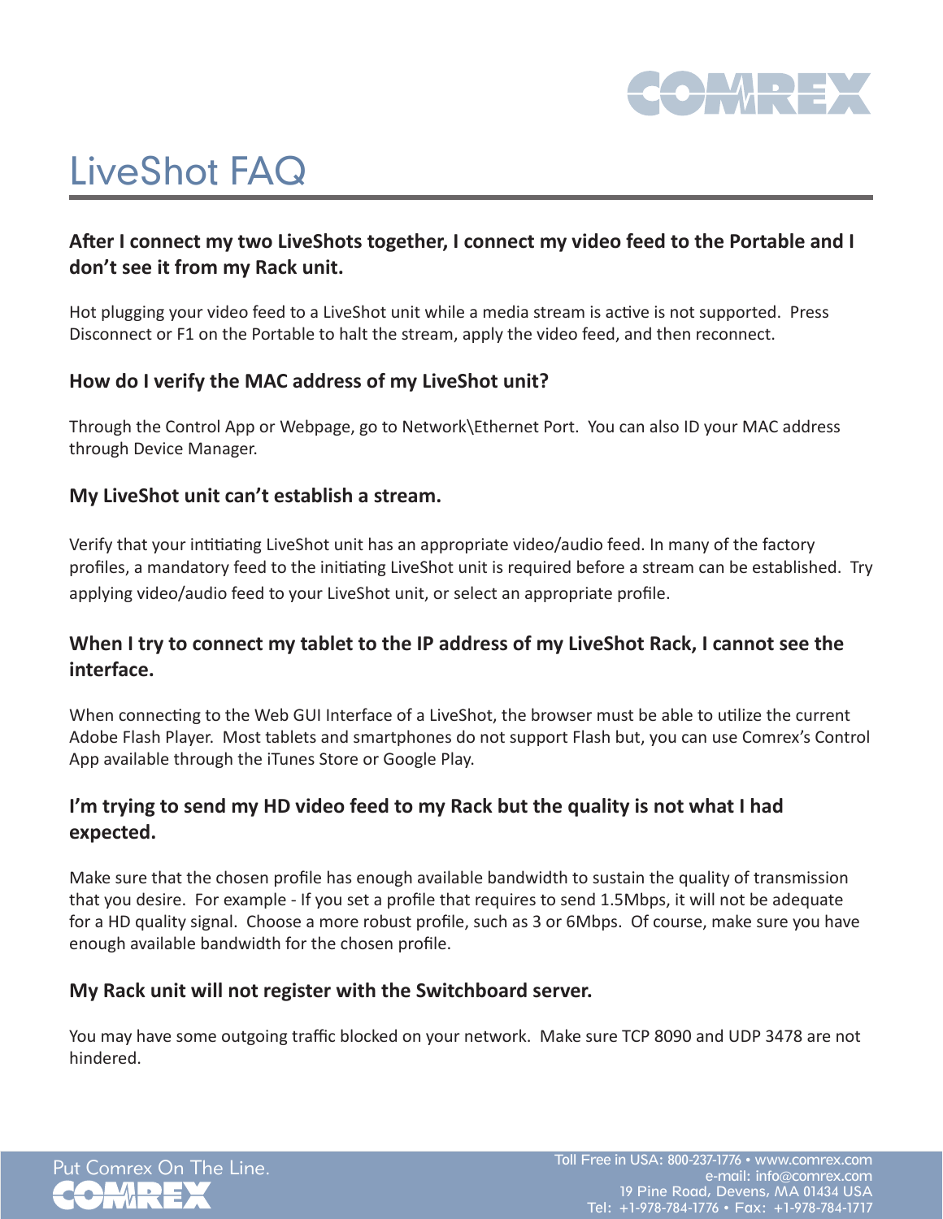# LiveShot FAQ

### After I connect my two LiveShots together, I connect my video feed to the Portable and I don't see it from my Rack unit.

Hot plugging your video feed to a LiveShot unit while a media stream is active is not supported. Press Disconnect or F1 on the Portable to halt the stream, apply the video feed, and then reconnect.

### How do I verify the MAC address of my LiveShot unit?

Through the Control App or Webpage, go to Network\Ethernet Port. You can also ID your MAC address through Device Manager.

### My LiveShot unit can't establish a stream.

Verify that your intitiating LiveShot unit has an appropriate video/audio feed. In many of the factory profiles, a mandatory feed to the initiating LiveShot unit is required before a stream can be established. Try applying video/audio feed to your LiveShot unit, or select an appropriate profile.

### When I try to connect my tablet to the IP address of my LiveShot Rack, I cannot see the interface.

When connecting to the Web GUI Interface of a LiveShot, the browser must be able to utilize the current Adobe Flash Player. Most tablets and smartphones do not support Flash but, you can use Comrex's Control App available through the iTunes Store or Google Play.

### I'm trying to send my HD video feed to my Rack but the quality is not what I had expected.

Make sure that the chosen profile has enough available bandwidth to sustain the quality of transmission that you desire. For example - If you set a profile that requires to send 1.5Mbps, it will not be adequate for a HD quality signal. Choose a more robust profile, such as 3 or 6Mbps. Of course, make sure you have enough available bandwidth for the chosen profile.

### My Rack unit will not register with the Switchboard server.

You may have some outgoing traffic blocked on your network. Make sure TCP 8090 and UDP 3478 are not hindered.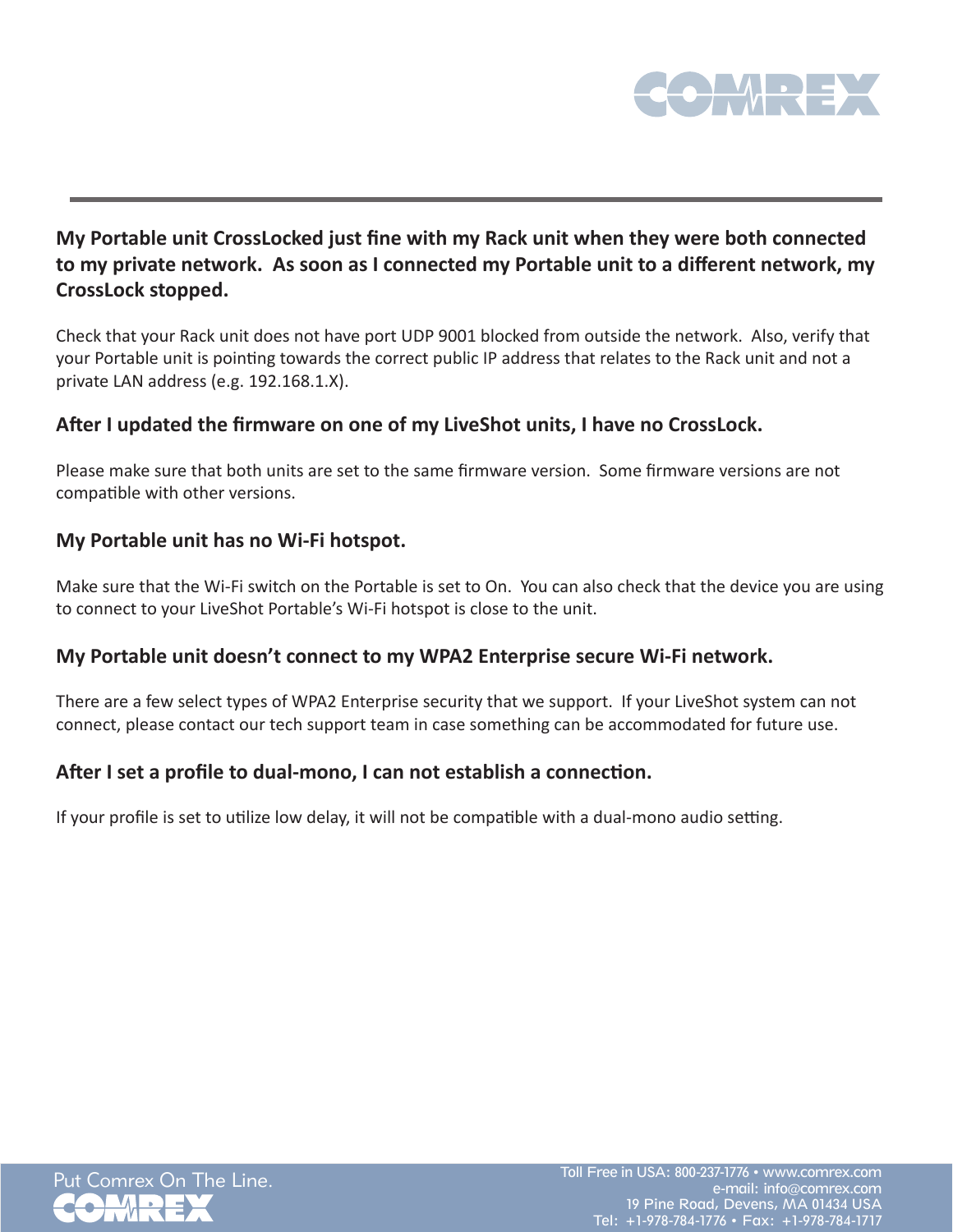### My Portable unit CrossLocked just fine with my Rack unit when they were both connected to my private network. As soon as I connected my Portable unit to a different network, my CrossLock stopped.

Check that your Rack unit does not have port UDP 9001 blocked from outside the network. Also, verify that your Portable unit is pointing towards the correct public IP address that relates to the Rack unit and not a private LAN address (e.g. 192.168.1.X).

### After I updated the firmware on one of my LiveShot units, I have no CrossLock.

Please make sure that both units are set to the same firmware version. Some firmware versions are not compatible with other versions.

### My Portable unit has no Wi-Fi hotspot.

Make sure that the Wi-Fi switch on the Portable is set to On. You can also check that the device you are using to connect to your LiveShot Portable's Wi-Fi hotspot is close to the unit.

### My Portable unit doesn't connect to my WPA2 Enterprise secure Wi-Fi network.

There are a few select types of WPA2 Enterprise security that we support. If your LiveShot system can not connect, please contact our tech support team in case something can be accommodated for future use.

### After I set a profile to dual-mono, I can not establish a connection.

If your profile is set to utilize low delay, it will not be compatible with a dual-mono audio setting.